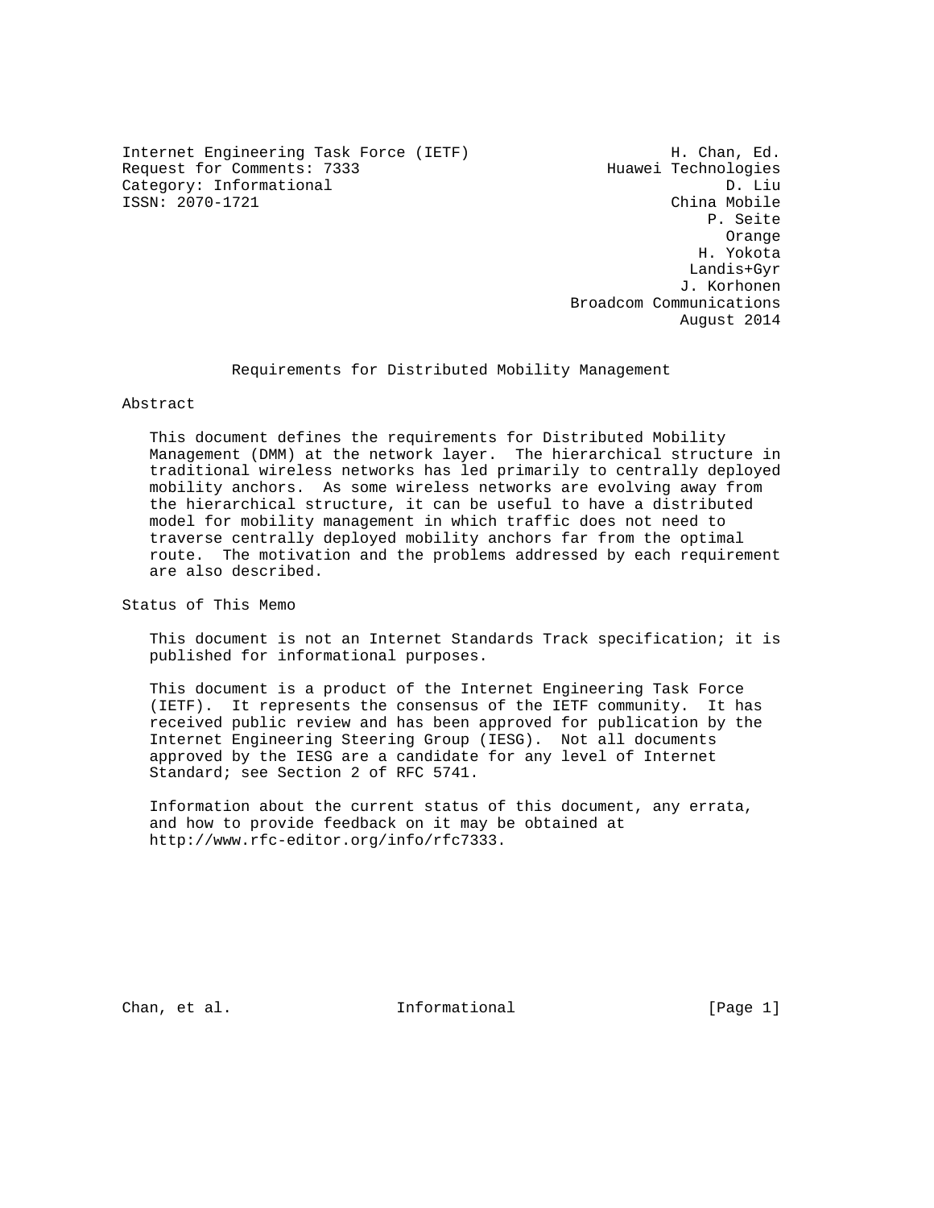Internet Engineering Task Force (IETF) H. Chan, Ed.
Request for Comments: 7333 Huawei Technologies
Category: Informational D. Liu
ISSN: 2070-1721 China Mobile
P. Seite
Orange
H. Yokota
Landis+Gyr
J. Korhonen
Broadcom Communications
August 2014

# Requirements for Distributed Mobility Management

## Abstract

This document defines the requirements for Distributed Mobility Management (DMM) at the network layer. The hierarchical structure in traditional wireless networks has led primarily to centrally deployed mobility anchors. As some wireless networks are evolving away from the hierarchical structure, it can be useful to have a distributed model for mobility management in which traffic does not need to traverse centrally deployed mobility anchors far from the optimal route. The motivation and the problems addressed by each requirement are also described.

## Status of This Memo

This document is not an Internet Standards Track specification; it is published for informational purposes.

This document is a product of the Internet Engineering Task Force (IETF). It represents the consensus of the IETF community. It has received public review and has been approved for publication by the Internet Engineering Steering Group (IESG). Not all documents approved by the IESG are a candidate for any level of Internet Standard; see Section 2 of RFC 5741.

Information about the current status of this document, any errata, and how to provide feedback on it may be obtained at http://www.rfc-editor.org/info/rfc7333.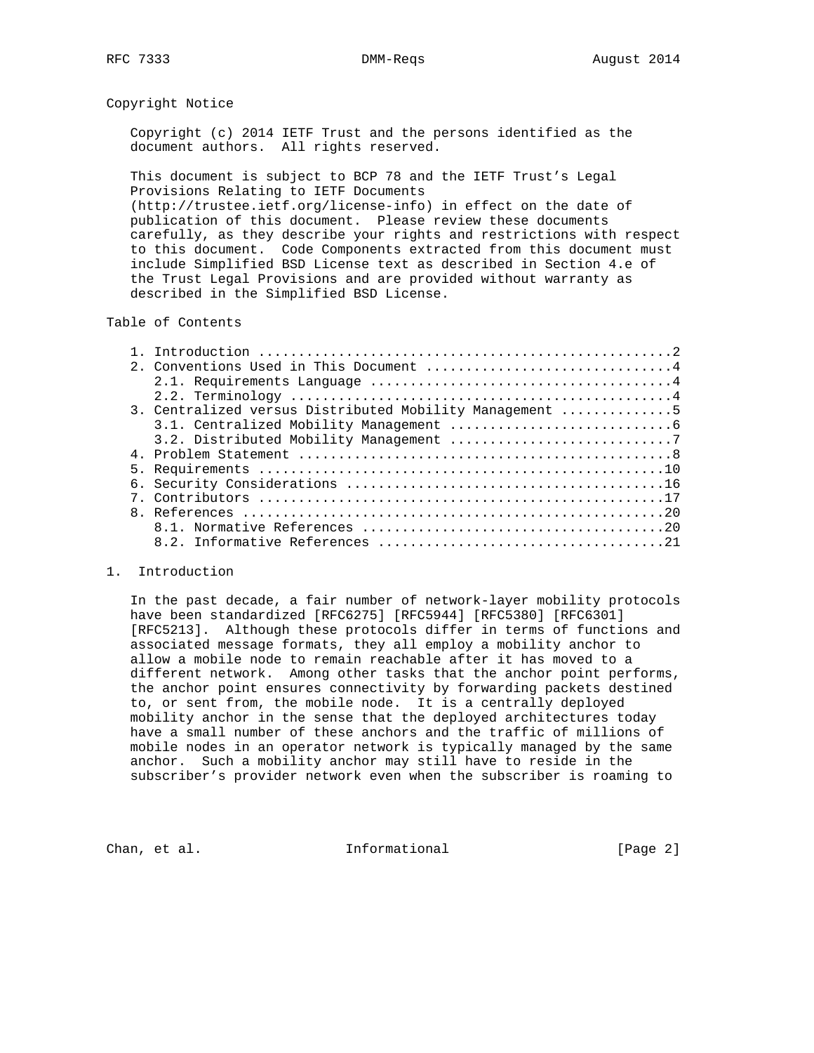## Copyright Notice

Copyright (c) 2014 IETF Trust and the persons identified as the document authors. All rights reserved.

This document is subject to BCP 78 and the IETF Trust's Legal Provisions Relating to IETF Documents (http://trustee.ietf.org/license-info) in effect on the date of publication of this document. Please review these documents carefully, as they describe your rights and restrictions with respect to this document. Code Components extracted from this document must include Simplified BSD License text as described in Section 4.e of the Trust Legal Provisions and are provided without warranty as described in the Simplified BSD License.

## Table of Contents

```
   1. Introduction ....................................................2
   2. Conventions Used in This Document ...............................4
      2.1. Requirements Language ......................................4
      2.2. Terminology ................................................4
   3. Centralized versus Distributed Mobility Management ..............5
      3.1. Centralized Mobility Management ............................6
      3.2. Distributed Mobility Management ............................7
   4. Problem Statement ...............................................8
   5. Requirements ...................................................10
   6. Security Considerations ........................................16
   7. Contributors ...................................................17
   8. References .....................................................20
      8.1. Normative References ......................................20
      8.2. Informative References ....................................21
```

## 1. Introduction

In the past decade, a fair number of network-layer mobility protocols have been standardized [RFC6275] [RFC5944] [RFC5380] [RFC6301] [RFC5213]. Although these protocols differ in terms of functions and associated message formats, they all employ a mobility anchor to allow a mobile node to remain reachable after it has moved to a different network. Among other tasks that the anchor point performs, the anchor point ensures connectivity by forwarding packets destined to, or sent from, the mobile node. It is a centrally deployed mobility anchor in the sense that the deployed architectures today have a small number of these anchors and the traffic of millions of mobile nodes in an operator network is typically managed by the same anchor. Such a mobility anchor may still have to reside in the subscriber's provider network even when the subscriber is roaming to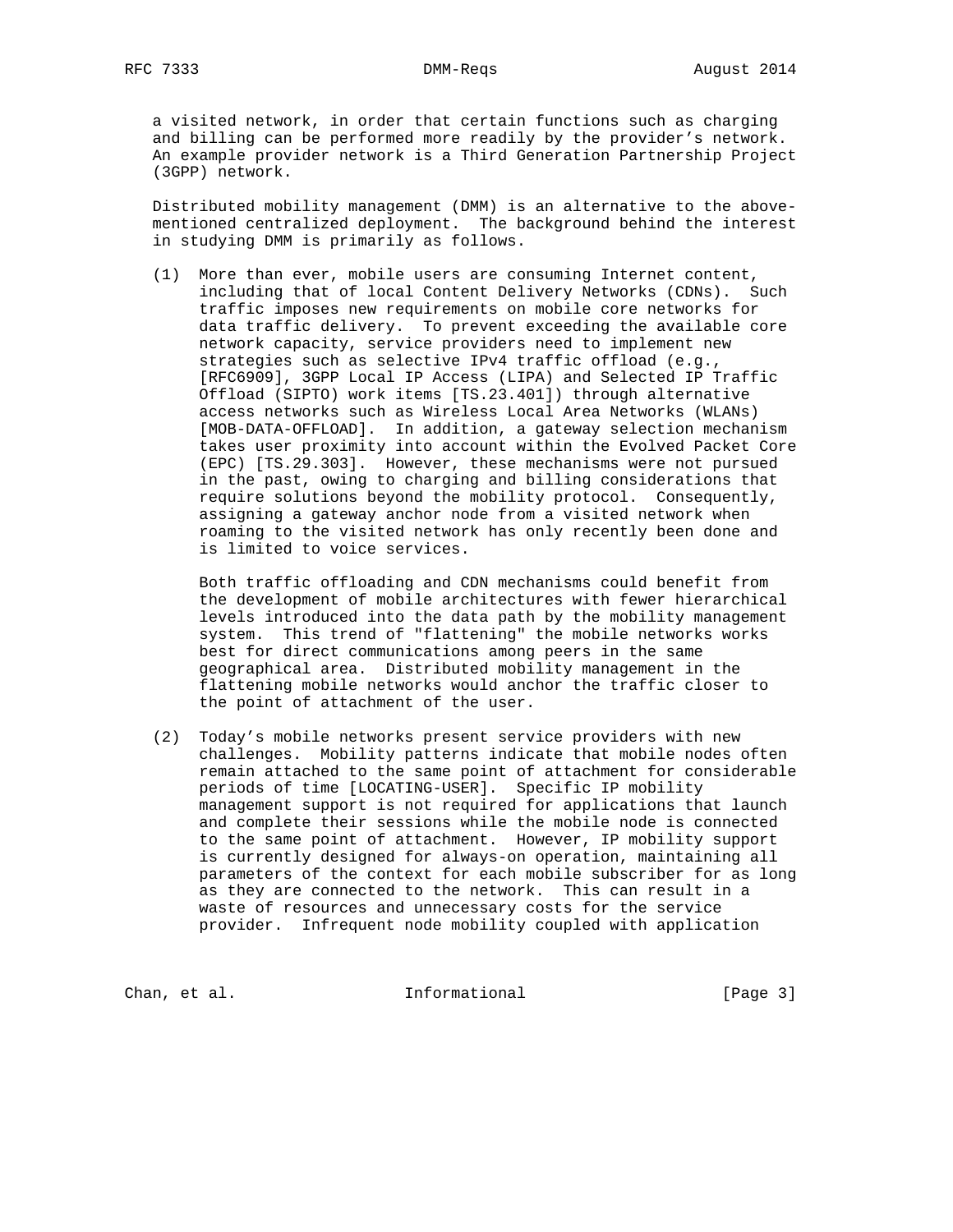a visited network, in order that certain functions such as charging and billing can be performed more readily by the provider's network. An example provider network is a Third Generation Partnership Project (3GPP) network.

Distributed mobility management (DMM) is an alternative to the above-mentioned centralized deployment. The background behind the interest in studying DMM is primarily as follows.

(1) More than ever, mobile users are consuming Internet content, including that of local Content Delivery Networks (CDNs). Such traffic imposes new requirements on mobile core networks for data traffic delivery. To prevent exceeding the available core network capacity, service providers need to implement new strategies such as selective IPv4 traffic offload (e.g., [RFC6909], 3GPP Local IP Access (LIPA) and Selected IP Traffic Offload (SIPTO) work items [TS.23.401]) through alternative access networks such as Wireless Local Area Networks (WLANs) [MOB-DATA-OFFLOAD]. In addition, a gateway selection mechanism takes user proximity into account within the Evolved Packet Core (EPC) [TS.29.303]. However, these mechanisms were not pursued in the past, owing to charging and billing considerations that require solutions beyond the mobility protocol. Consequently, assigning a gateway anchor node from a visited network when roaming to the visited network has only recently been done and is limited to voice services.

    Both traffic offloading and CDN mechanisms could benefit from the development of mobile architectures with fewer hierarchical levels introduced into the data path by the mobility management system. This trend of "flattening" the mobile networks works best for direct communications among peers in the same geographical area. Distributed mobility management in the flattening mobile networks would anchor the traffic closer to the point of attachment of the user.

(2) Today's mobile networks present service providers with new challenges. Mobility patterns indicate that mobile nodes often remain attached to the same point of attachment for considerable periods of time [LOCATING-USER]. Specific IP mobility management support is not required for applications that launch and complete their sessions while the mobile node is connected to the same point of attachment. However, IP mobility support is currently designed for always-on operation, maintaining all parameters of the context for each mobile subscriber for as long as they are connected to the network. This can result in a waste of resources and unnecessary costs for the service provider. Infrequent node mobility coupled with application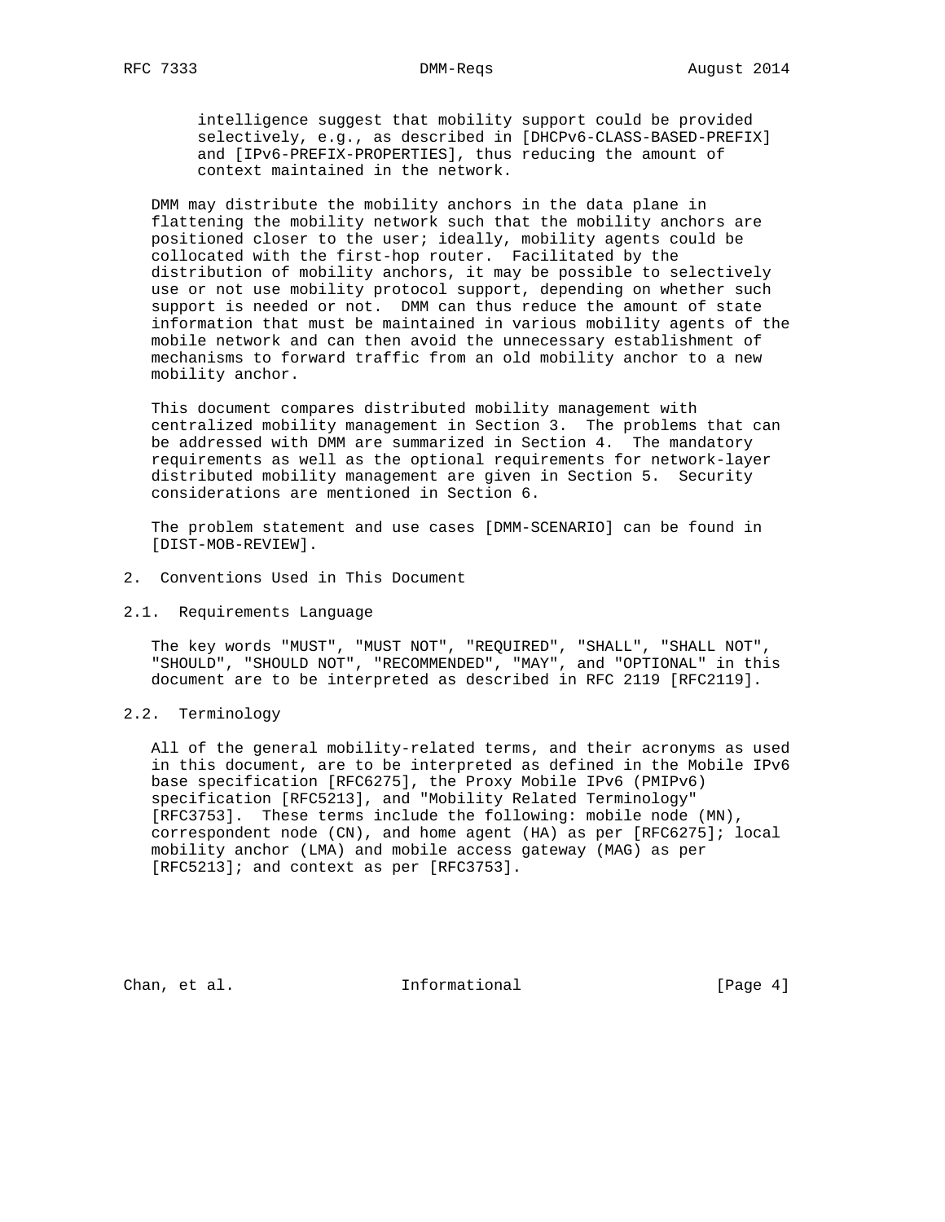intelligence suggest that mobility support could be provided selectively, e.g., as described in [DHCPv6-CLASS-BASED-PREFIX] and [IPv6-PREFIX-PROPERTIES], thus reducing the amount of context maintained in the network.

DMM may distribute the mobility anchors in the data plane in flattening the mobility network such that the mobility anchors are positioned closer to the user; ideally, mobility agents could be collocated with the first-hop router. Facilitated by the distribution of mobility anchors, it may be possible to selectively use or not use mobility protocol support, depending on whether such support is needed or not. DMM can thus reduce the amount of state information that must be maintained in various mobility agents of the mobile network and can then avoid the unnecessary establishment of mechanisms to forward traffic from an old mobility anchor to a new mobility anchor.

This document compares distributed mobility management with centralized mobility management in Section 3. The problems that can be addressed with DMM are summarized in Section 4. The mandatory requirements as well as the optional requirements for network-layer distributed mobility management are given in Section 5. Security considerations are mentioned in Section 6.

The problem statement and use cases [DMM-SCENARIO] can be found in [DIST-MOB-REVIEW].

## 2. Conventions Used in This Document

### 2.1. Requirements Language

The key words "MUST", "MUST NOT", "REQUIRED", "SHALL", "SHALL NOT", "SHOULD", "SHOULD NOT", "RECOMMENDED", "MAY", and "OPTIONAL" in this document are to be interpreted as described in RFC 2119 [RFC2119].

### 2.2. Terminology

All of the general mobility-related terms, and their acronyms as used in this document, are to be interpreted as defined in the Mobile IPv6 base specification [RFC6275], the Proxy Mobile IPv6 (PMIPv6) specification [RFC5213], and "Mobility Related Terminology" [RFC3753]. These terms include the following: mobile node (MN), correspondent node (CN), and home agent (HA) as per [RFC6275]; local mobility anchor (LMA) and mobile access gateway (MAG) as per [RFC5213]; and context as per [RFC3753].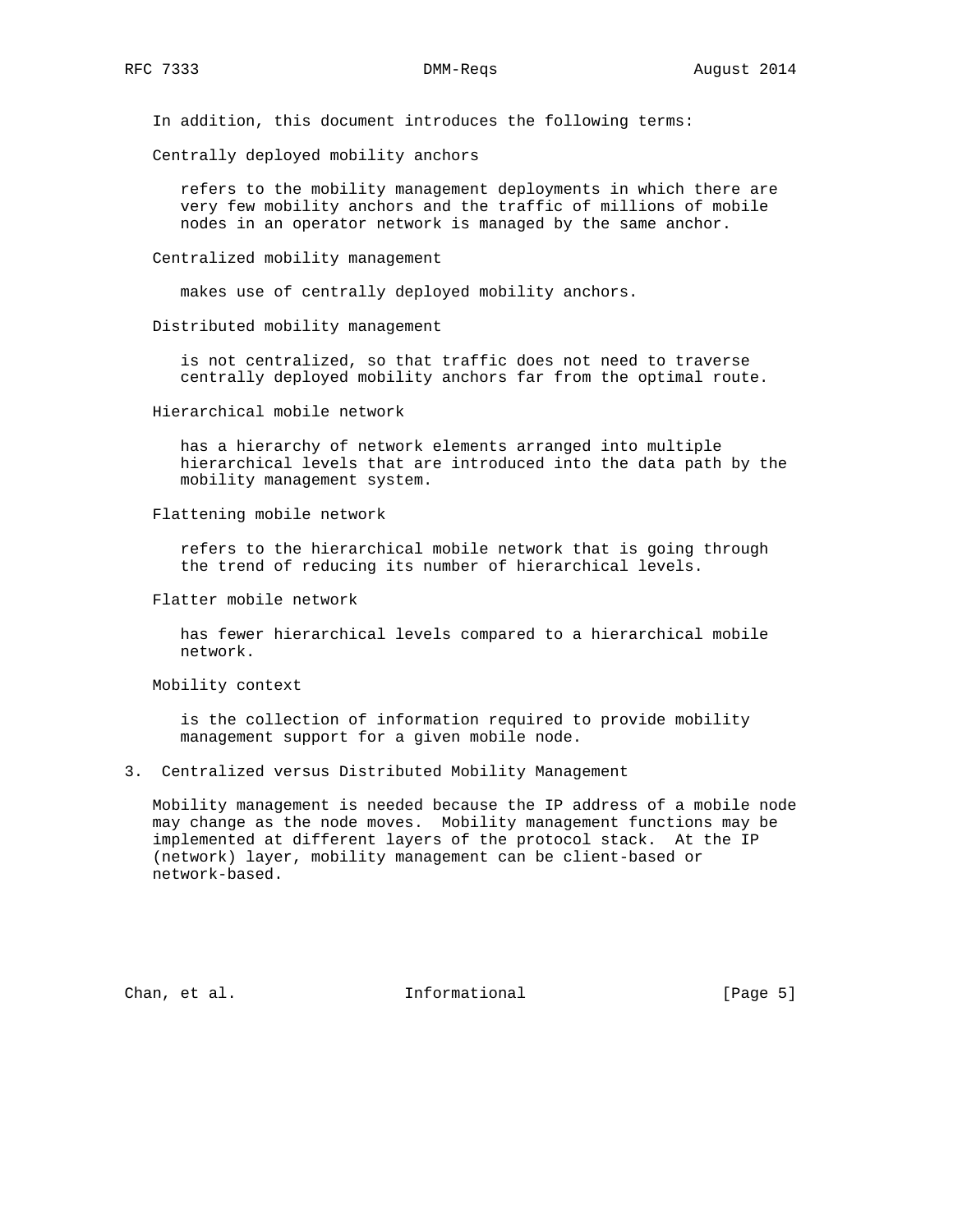In addition, this document introduces the following terms:

Centrally deployed mobility anchors

refers to the mobility management deployments in which there are very few mobility anchors and the traffic of millions of mobile nodes in an operator network is managed by the same anchor.

Centralized mobility management

makes use of centrally deployed mobility anchors.

Distributed mobility management

is not centralized, so that traffic does not need to traverse centrally deployed mobility anchors far from the optimal route.

Hierarchical mobile network

has a hierarchy of network elements arranged into multiple hierarchical levels that are introduced into the data path by the mobility management system.

Flattening mobile network

refers to the hierarchical mobile network that is going through the trend of reducing its number of hierarchical levels.

Flatter mobile network

has fewer hierarchical levels compared to a hierarchical mobile network.

Mobility context

is the collection of information required to provide mobility management support for a given mobile node.

## 3. Centralized versus Distributed Mobility Management

Mobility management is needed because the IP address of a mobile node may change as the node moves. Mobility management functions may be implemented at different layers of the protocol stack. At the IP (network) layer, mobility management can be client-based or network-based.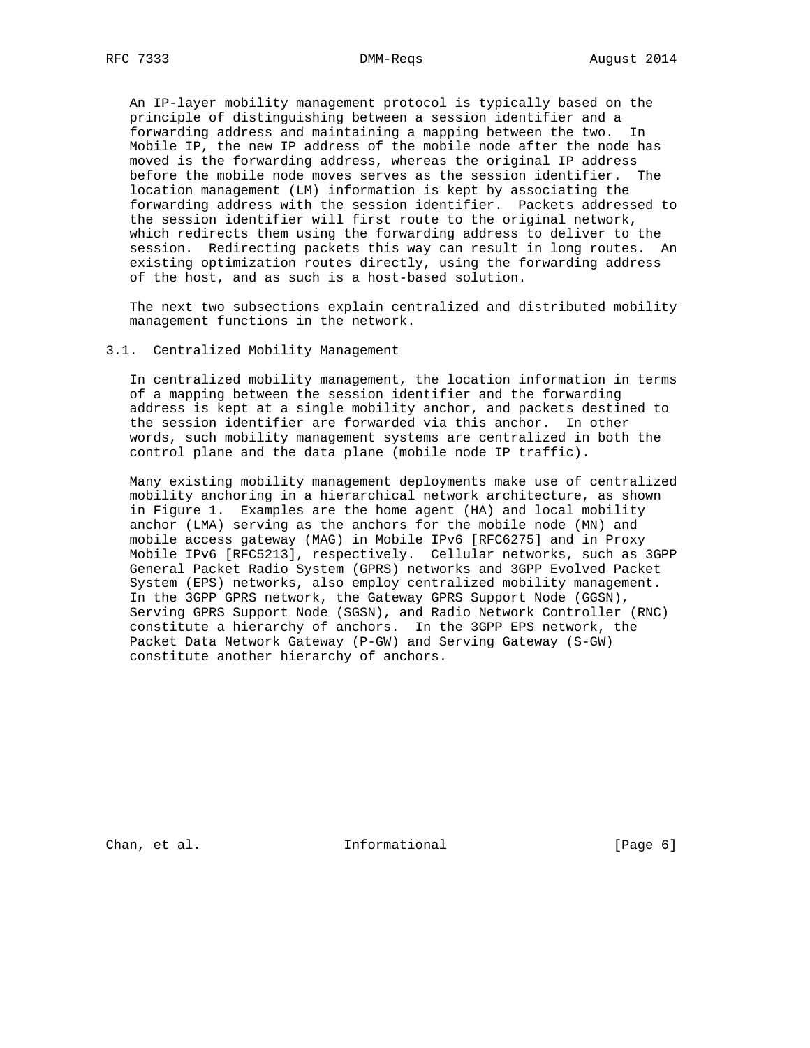An IP-layer mobility management protocol is typically based on the principle of distinguishing between a session identifier and a forwarding address and maintaining a mapping between the two. In Mobile IP, the new IP address of the mobile node after the node has moved is the forwarding address, whereas the original IP address before the mobile node moves serves as the session identifier. The location management (LM) information is kept by associating the forwarding address with the session identifier. Packets addressed to the session identifier will first route to the original network, which redirects them using the forwarding address to deliver to the session. Redirecting packets this way can result in long routes. An existing optimization routes directly, using the forwarding address of the host, and as such is a host-based solution.

The next two subsections explain centralized and distributed mobility management functions in the network.

### 3.1. Centralized Mobility Management

In centralized mobility management, the location information in terms of a mapping between the session identifier and the forwarding address is kept at a single mobility anchor, and packets destined to the session identifier are forwarded via this anchor. In other words, such mobility management systems are centralized in both the control plane and the data plane (mobile node IP traffic).

Many existing mobility management deployments make use of centralized mobility anchoring in a hierarchical network architecture, as shown in Figure 1. Examples are the home agent (HA) and local mobility anchor (LMA) serving as the anchors for the mobile node (MN) and mobile access gateway (MAG) in Mobile IPv6 [RFC6275] and in Proxy Mobile IPv6 [RFC5213], respectively. Cellular networks, such as 3GPP General Packet Radio System (GPRS) networks and 3GPP Evolved Packet System (EPS) networks, also employ centralized mobility management. In the 3GPP GPRS network, the Gateway GPRS Support Node (GGSN), Serving GPRS Support Node (SGSN), and Radio Network Controller (RNC) constitute a hierarchy of anchors. In the 3GPP EPS network, the Packet Data Network Gateway (P-GW) and Serving Gateway (S-GW) constitute another hierarchy of anchors.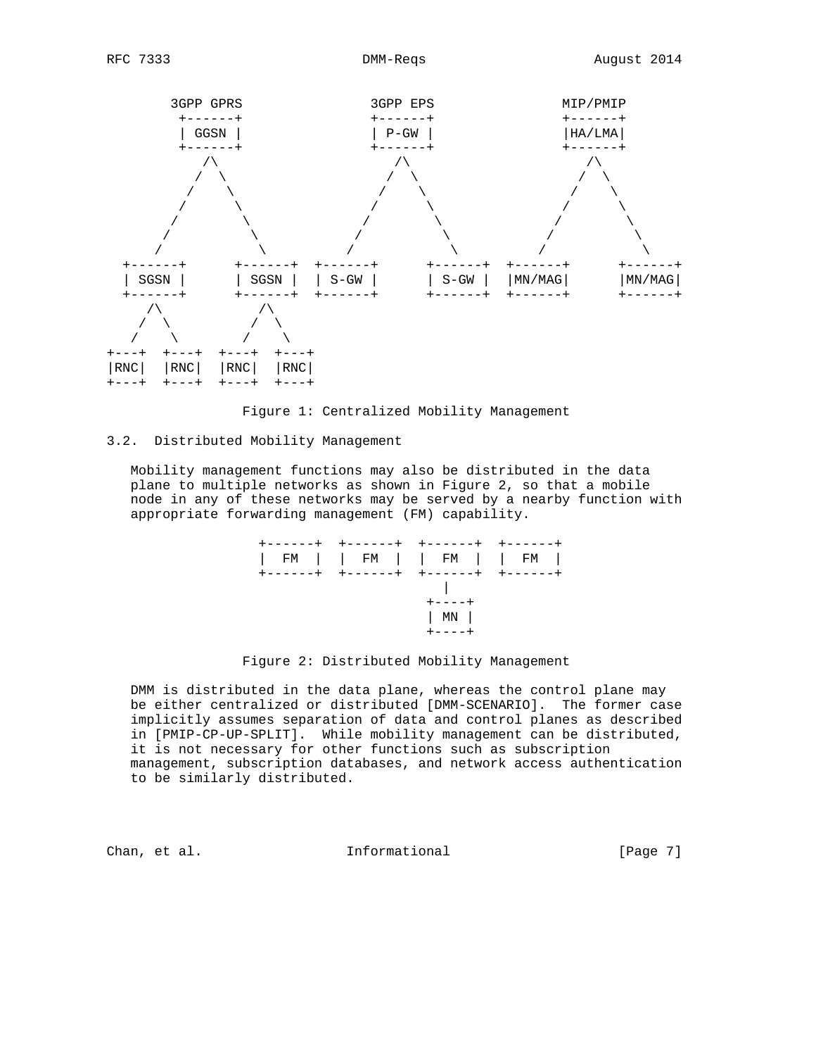```
       3GPP GPRS                    3GPP EPS            MIP/PMIP
        +------+                    +------+            +------+
        | GGSN |                    | P-GW |            |HA/LMA|
        +------+                    +------+            +------+
           /\                          /\                  /\
          /  \                        /  \                /  \
         /    \                      /    \              /    \
        /      \                    /      \            /      \
       /        \                  /        \          /        \
      /          \                /          \        /          \
     /            \              /            \      /            \
  +------+      +------+  +------+      +------+  +------+      +------+
  | SGSN |      | SGSN |  | S-GW |      | S-GW |  |MN/MAG|      |MN/MAG|
  +------+      +------+  +------+      +------+  +------+      +------+
     /\            /\
    /  \          /  \
   /    \        /    \
+---+  +---+  +---+  +---+
|RNC|  |RNC|  |RNC|  |RNC|
+---+  +---+  +---+  +---+
```

Figure 1: Centralized Mobility Management

### 3.2. Distributed Mobility Management

Mobility management functions may also be distributed in the data plane to multiple networks as shown in Figure 2, so that a mobile node in any of these networks may be served by a nearby function with appropriate forwarding management (FM) capability.

```
+------+  +------+  +------+  +------+
|  FM  |  |  FM  |  |  FM  |  |  FM  |
+------+  +------+  +------+  +------+
                        |
                      +----+
                      | MN |
                      +----+
```

Figure 2: Distributed Mobility Management

DMM is distributed in the data plane, whereas the control plane may be either centralized or distributed [DMM-SCENARIO]. The former case implicitly assumes separation of data and control planes as described in [PMIP-CP-UP-SPLIT]. While mobility management can be distributed, it is not necessary for other functions such as subscription management, subscription databases, and network access authentication to be similarly distributed.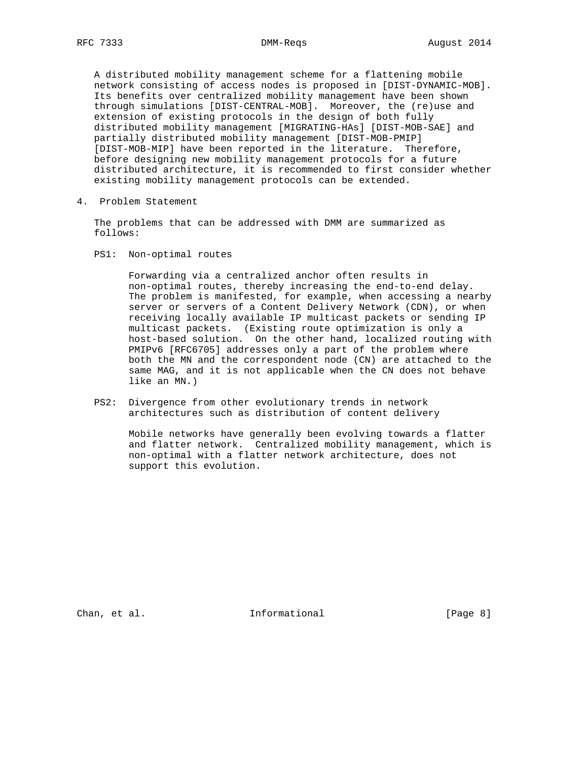A distributed mobility management scheme for a flattening mobile network consisting of access nodes is proposed in [DIST-DYNAMIC-MOB]. Its benefits over centralized mobility management have been shown through simulations [DIST-CENTRAL-MOB]. Moreover, the (re)use and extension of existing protocols in the design of both fully distributed mobility management [MIGRATING-HAs] [DIST-MOB-SAE] and partially distributed mobility management [DIST-MOB-PMIP] [DIST-MOB-MIP] have been reported in the literature. Therefore, before designing new mobility management protocols for a future distributed architecture, it is recommended to first consider whether existing mobility management protocols can be extended.

## 4. Problem Statement

The problems that can be addressed with DMM are summarized as follows:

PS1: Non-optimal routes

Forwarding via a centralized anchor often results in non-optimal routes, thereby increasing the end-to-end delay. The problem is manifested, for example, when accessing a nearby server or servers of a Content Delivery Network (CDN), or when receiving locally available IP multicast packets or sending IP multicast packets. (Existing route optimization is only a host-based solution. On the other hand, localized routing with PMIPv6 [RFC6705] addresses only a part of the problem where both the MN and the correspondent node (CN) are attached to the same MAG, and it is not applicable when the CN does not behave like an MN.)

PS2: Divergence from other evolutionary trends in network architectures such as distribution of content delivery

Mobile networks have generally been evolving towards a flatter and flatter network. Centralized mobility management, which is non-optimal with a flatter network architecture, does not support this evolution.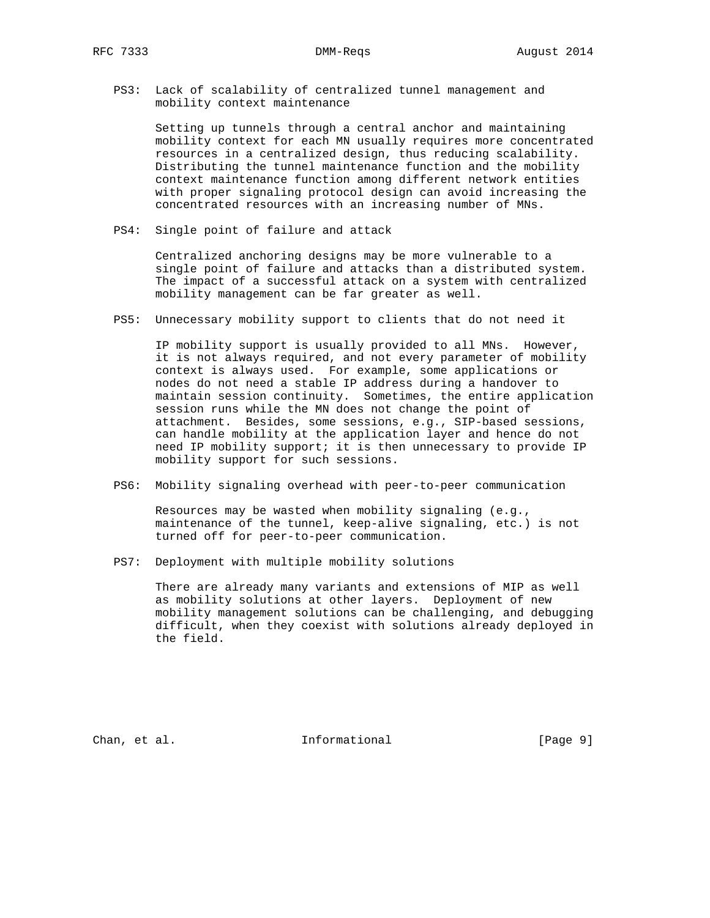PS3: Lack of scalability of centralized tunnel management and mobility context maintenance

Setting up tunnels through a central anchor and maintaining mobility context for each MN usually requires more concentrated resources in a centralized design, thus reducing scalability. Distributing the tunnel maintenance function and the mobility context maintenance function among different network entities with proper signaling protocol design can avoid increasing the concentrated resources with an increasing number of MNs.

PS4: Single point of failure and attack

Centralized anchoring designs may be more vulnerable to a single point of failure and attacks than a distributed system. The impact of a successful attack on a system with centralized mobility management can be far greater as well.

PS5: Unnecessary mobility support to clients that do not need it

IP mobility support is usually provided to all MNs. However, it is not always required, and not every parameter of mobility context is always used. For example, some applications or nodes do not need a stable IP address during a handover to maintain session continuity. Sometimes, the entire application session runs while the MN does not change the point of attachment. Besides, some sessions, e.g., SIP-based sessions, can handle mobility at the application layer and hence do not need IP mobility support; it is then unnecessary to provide IP mobility support for such sessions.

PS6: Mobility signaling overhead with peer-to-peer communication

Resources may be wasted when mobility signaling (e.g., maintenance of the tunnel, keep-alive signaling, etc.) is not turned off for peer-to-peer communication.

PS7: Deployment with multiple mobility solutions

There are already many variants and extensions of MIP as well as mobility solutions at other layers. Deployment of new mobility management solutions can be challenging, and debugging difficult, when they coexist with solutions already deployed in the field.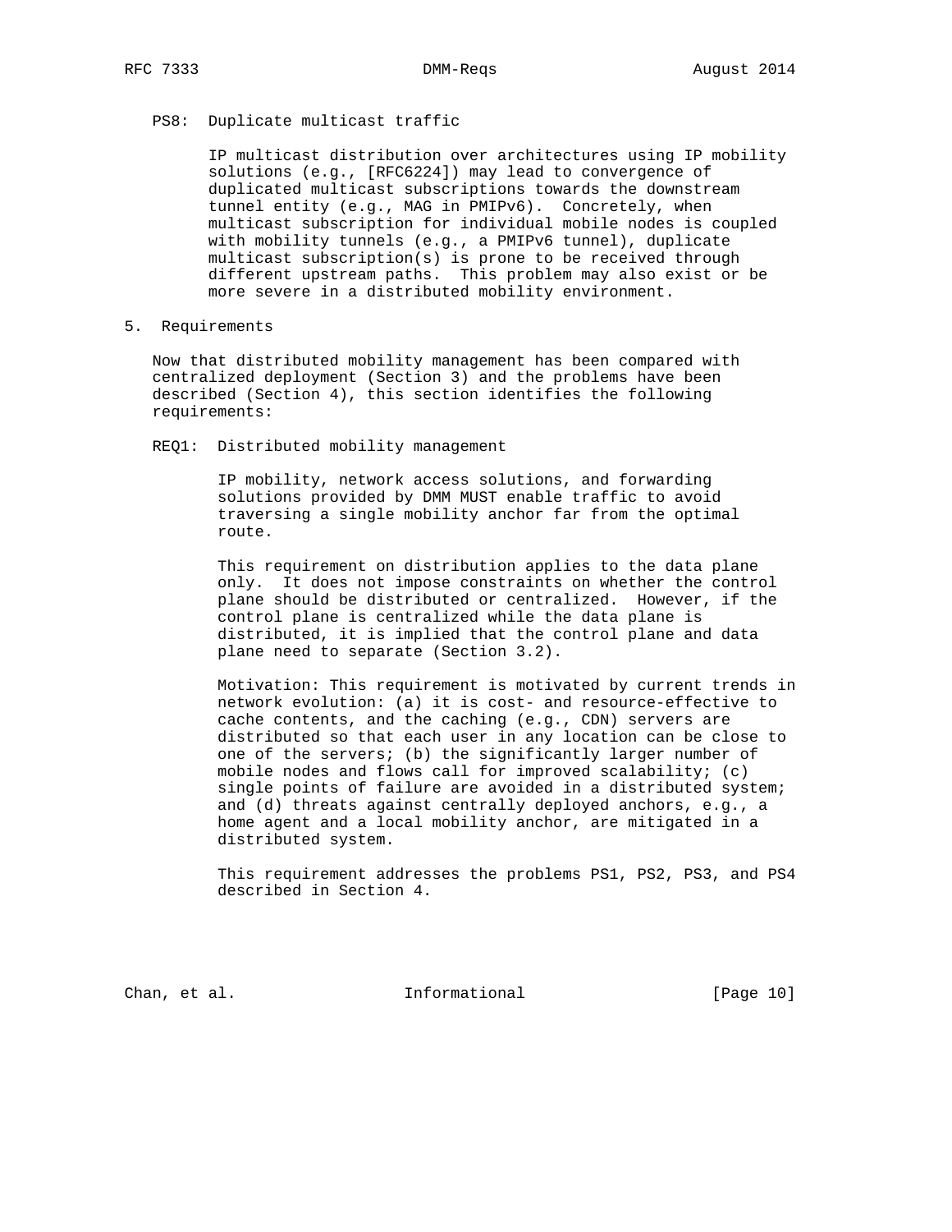PS8: Duplicate multicast traffic

IP multicast distribution over architectures using IP mobility solutions (e.g., [RFC6224]) may lead to convergence of duplicated multicast subscriptions towards the downstream tunnel entity (e.g., MAG in PMIPv6). Concretely, when multicast subscription for individual mobile nodes is coupled with mobility tunnels (e.g., a PMIPv6 tunnel), duplicate multicast subscription(s) is prone to be received through different upstream paths. This problem may also exist or be more severe in a distributed mobility environment.

## 5. Requirements

Now that distributed mobility management has been compared with centralized deployment (Section 3) and the problems have been described (Section 4), this section identifies the following requirements:

REQ1: Distributed mobility management

IP mobility, network access solutions, and forwarding solutions provided by DMM MUST enable traffic to avoid traversing a single mobility anchor far from the optimal route.

This requirement on distribution applies to the data plane only. It does not impose constraints on whether the control plane should be distributed or centralized. However, if the control plane is centralized while the data plane is distributed, it is implied that the control plane and data plane need to separate (Section 3.2).

Motivation: This requirement is motivated by current trends in network evolution: (a) it is cost- and resource-effective to cache contents, and the caching (e.g., CDN) servers are distributed so that each user in any location can be close to one of the servers; (b) the significantly larger number of mobile nodes and flows call for improved scalability; (c) single points of failure are avoided in a distributed system; and (d) threats against centrally deployed anchors, e.g., a home agent and a local mobility anchor, are mitigated in a distributed system.

This requirement addresses the problems PS1, PS2, PS3, and PS4 described in Section 4.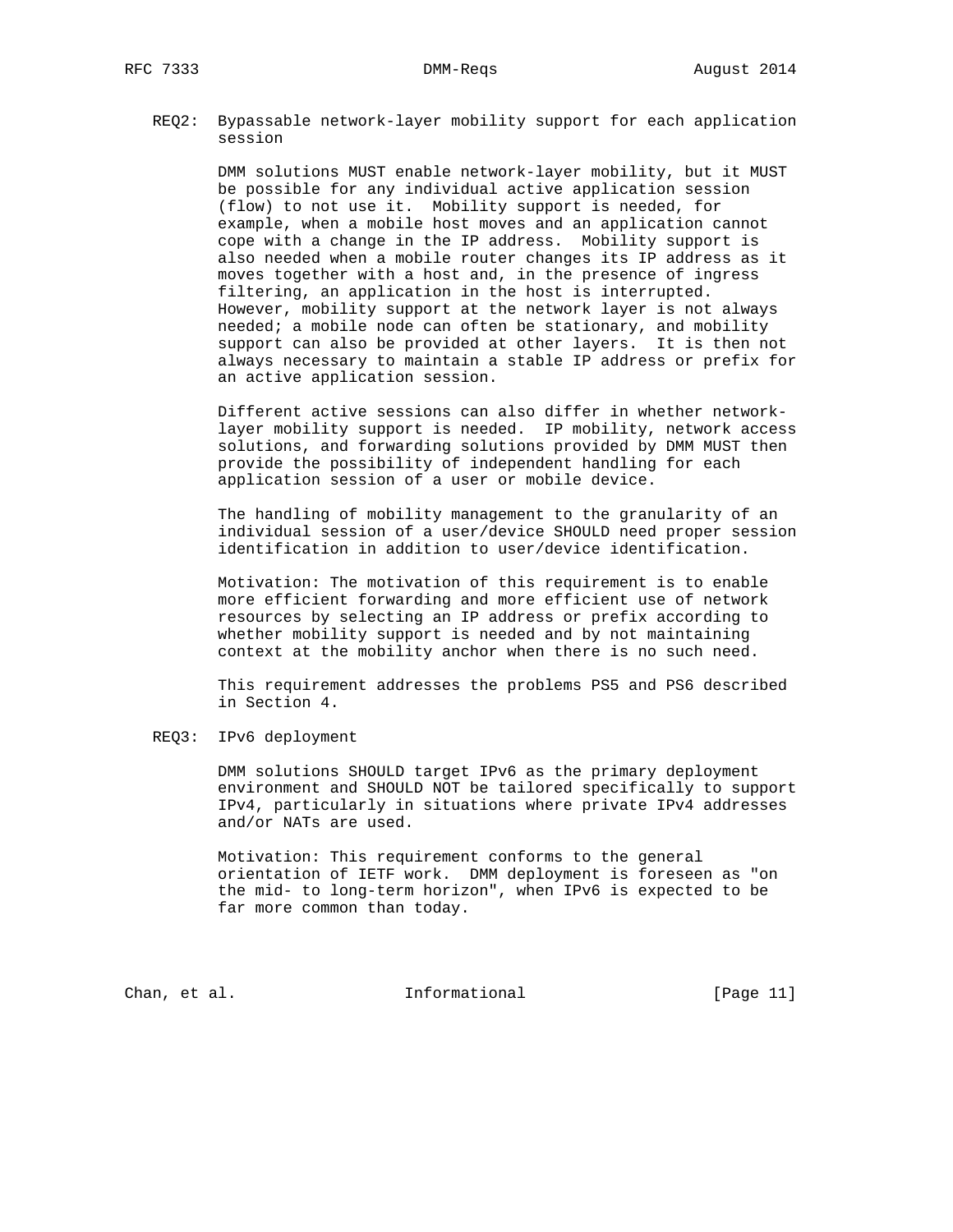REQ2: Bypassable network-layer mobility support for each application session

DMM solutions MUST enable network-layer mobility, but it MUST be possible for any individual active application session (flow) to not use it. Mobility support is needed, for example, when a mobile host moves and an application cannot cope with a change in the IP address. Mobility support is also needed when a mobile router changes its IP address as it moves together with a host and, in the presence of ingress filtering, an application in the host is interrupted. However, mobility support at the network layer is not always needed; a mobile node can often be stationary, and mobility support can also be provided at other layers. It is then not always necessary to maintain a stable IP address or prefix for an active application session.

Different active sessions can also differ in whether network-layer mobility support is needed. IP mobility, network access solutions, and forwarding solutions provided by DMM MUST then provide the possibility of independent handling for each application session of a user or mobile device.

The handling of mobility management to the granularity of an individual session of a user/device SHOULD need proper session identification in addition to user/device identification.

Motivation: The motivation of this requirement is to enable more efficient forwarding and more efficient use of network resources by selecting an IP address or prefix according to whether mobility support is needed and by not maintaining context at the mobility anchor when there is no such need.

This requirement addresses the problems PS5 and PS6 described in Section 4.

REQ3: IPv6 deployment

DMM solutions SHOULD target IPv6 as the primary deployment environment and SHOULD NOT be tailored specifically to support IPv4, particularly in situations where private IPv4 addresses and/or NATs are used.

Motivation: This requirement conforms to the general orientation of IETF work. DMM deployment is foreseen as "on the mid- to long-term horizon", when IPv6 is expected to be far more common than today.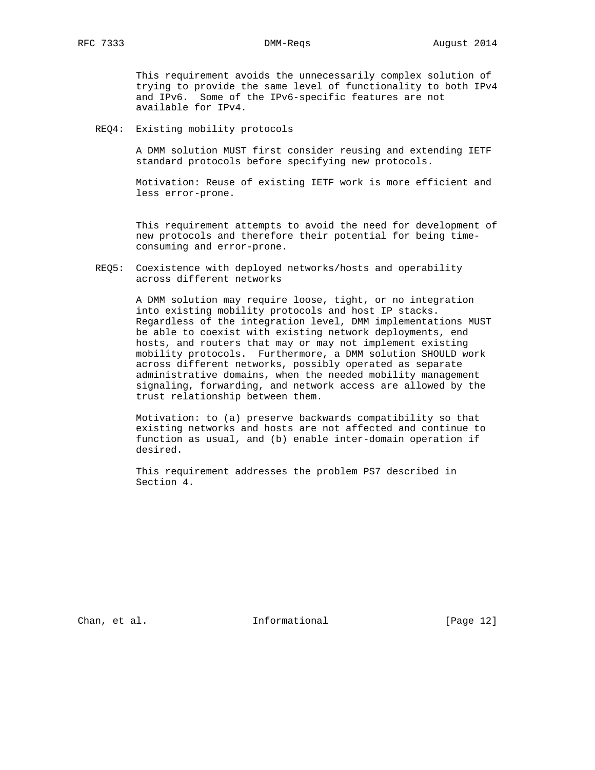This requirement avoids the unnecessarily complex solution of trying to provide the same level of functionality to both IPv4 and IPv6. Some of the IPv6-specific features are not available for IPv4.

REQ4: Existing mobility protocols

A DMM solution MUST first consider reusing and extending IETF standard protocols before specifying new protocols.

Motivation: Reuse of existing IETF work is more efficient and less error-prone.

This requirement attempts to avoid the need for development of new protocols and therefore their potential for being time-consuming and error-prone.

REQ5: Coexistence with deployed networks/hosts and operability across different networks

A DMM solution may require loose, tight, or no integration into existing mobility protocols and host IP stacks. Regardless of the integration level, DMM implementations MUST be able to coexist with existing network deployments, end hosts, and routers that may or may not implement existing mobility protocols. Furthermore, a DMM solution SHOULD work across different networks, possibly operated as separate administrative domains, when the needed mobility management signaling, forwarding, and network access are allowed by the trust relationship between them.

Motivation: to (a) preserve backwards compatibility so that existing networks and hosts are not affected and continue to function as usual, and (b) enable inter-domain operation if desired.

This requirement addresses the problem PS7 described in Section 4.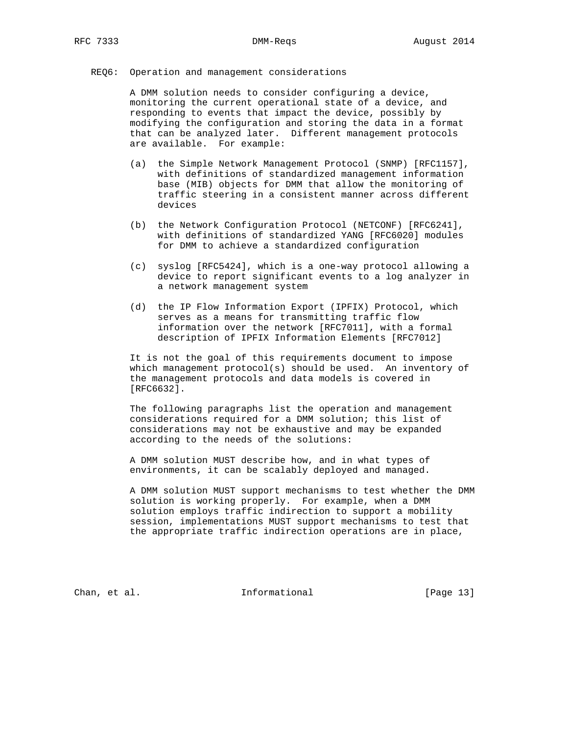REQ6: Operation and management considerations

A DMM solution needs to consider configuring a device, monitoring the current operational state of a device, and responding to events that impact the device, possibly by modifying the configuration and storing the data in a format that can be analyzed later. Different management protocols are available. For example:

(a) the Simple Network Management Protocol (SNMP) [RFC1157], with definitions of standardized management information base (MIB) objects for DMM that allow the monitoring of traffic steering in a consistent manner across different devices

(b) the Network Configuration Protocol (NETCONF) [RFC6241], with definitions of standardized YANG [RFC6020] modules for DMM to achieve a standardized configuration

(c) syslog [RFC5424], which is a one-way protocol allowing a device to report significant events to a log analyzer in a network management system

(d) the IP Flow Information Export (IPFIX) Protocol, which serves as a means for transmitting traffic flow information over the network [RFC7011], with a formal description of IPFIX Information Elements [RFC7012]

It is not the goal of this requirements document to impose which management protocol(s) should be used. An inventory of the management protocols and data models is covered in [RFC6632].

The following paragraphs list the operation and management considerations required for a DMM solution; this list of considerations may not be exhaustive and may be expanded according to the needs of the solutions:

A DMM solution MUST describe how, and in what types of environments, it can be scalably deployed and managed.

A DMM solution MUST support mechanisms to test whether the DMM solution is working properly. For example, when a DMM solution employs traffic indirection to support a mobility session, implementations MUST support mechanisms to test that the appropriate traffic indirection operations are in place,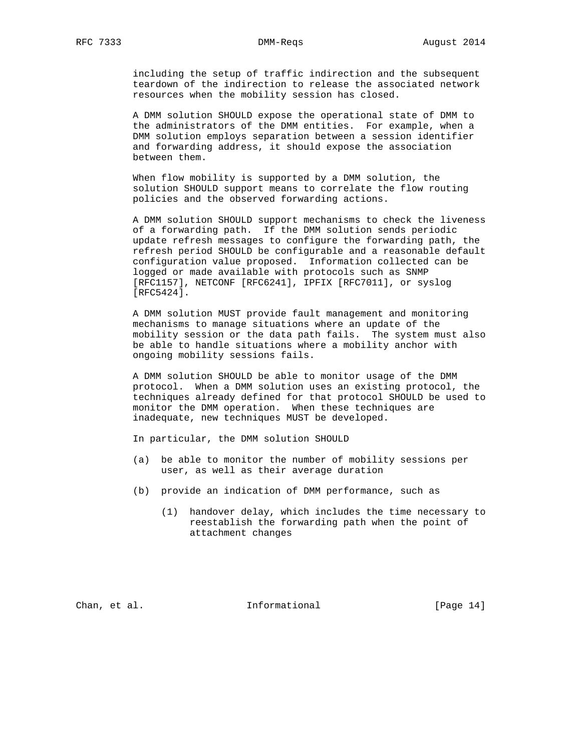including the setup of traffic indirection and the subsequent teardown of the indirection to release the associated network resources when the mobility session has closed.

A DMM solution SHOULD expose the operational state of DMM to the administrators of the DMM entities. For example, when a DMM solution employs separation between a session identifier and forwarding address, it should expose the association between them.

When flow mobility is supported by a DMM solution, the solution SHOULD support means to correlate the flow routing policies and the observed forwarding actions.

A DMM solution SHOULD support mechanisms to check the liveness of a forwarding path. If the DMM solution sends periodic update refresh messages to configure the forwarding path, the refresh period SHOULD be configurable and a reasonable default configuration value proposed. Information collected can be logged or made available with protocols such as SNMP [RFC1157], NETCONF [RFC6241], IPFIX [RFC7011], or syslog [RFC5424].

A DMM solution MUST provide fault management and monitoring mechanisms to manage situations where an update of the mobility session or the data path fails. The system must also be able to handle situations where a mobility anchor with ongoing mobility sessions fails.

A DMM solution SHOULD be able to monitor usage of the DMM protocol. When a DMM solution uses an existing protocol, the techniques already defined for that protocol SHOULD be used to monitor the DMM operation. When these techniques are inadequate, new techniques MUST be developed.

In particular, the DMM solution SHOULD

(a) be able to monitor the number of mobility sessions per user, as well as their average duration

(b) provide an indication of DMM performance, such as

    (1) handover delay, which includes the time necessary to reestablish the forwarding path when the point of attachment changes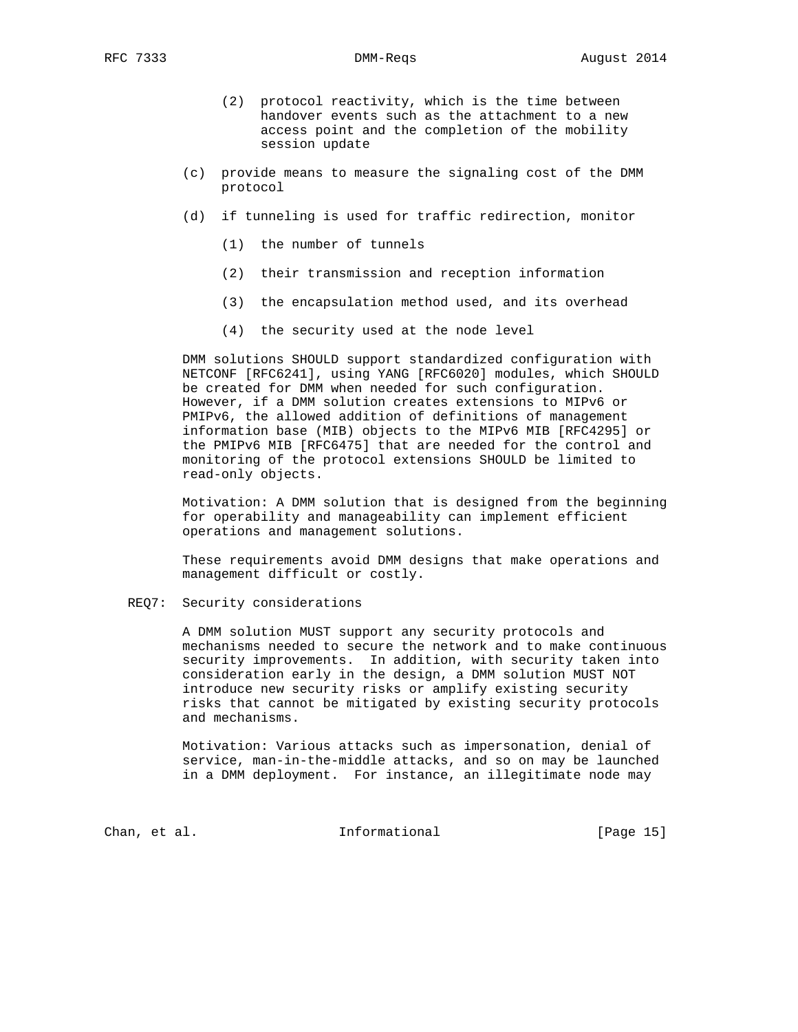(2) protocol reactivity, which is the time between handover events such as the attachment to a new access point and the completion of the mobility session update

(c) provide means to measure the signaling cost of the DMM protocol

(d) if tunneling is used for traffic redirection, monitor

   (1) the number of tunnels

   (2) their transmission and reception information

   (3) the encapsulation method used, and its overhead

   (4) the security used at the node level

DMM solutions SHOULD support standardized configuration with NETCONF [RFC6241], using YANG [RFC6020] modules, which SHOULD be created for DMM when needed for such configuration. However, if a DMM solution creates extensions to MIPv6 or PMIPv6, the allowed addition of definitions of management information base (MIB) objects to the MIPv6 MIB [RFC4295] or the PMIPv6 MIB [RFC6475] that are needed for the control and monitoring of the protocol extensions SHOULD be limited to read-only objects.

Motivation: A DMM solution that is designed from the beginning for operability and manageability can implement efficient operations and management solutions.

These requirements avoid DMM designs that make operations and management difficult or costly.

REQ7: Security considerations

A DMM solution MUST support any security protocols and mechanisms needed to secure the network and to make continuous security improvements. In addition, with security taken into consideration early in the design, a DMM solution MUST NOT introduce new security risks or amplify existing security risks that cannot be mitigated by existing security protocols and mechanisms.

Motivation: Various attacks such as impersonation, denial of service, man-in-the-middle attacks, and so on may be launched in a DMM deployment. For instance, an illegitimate node may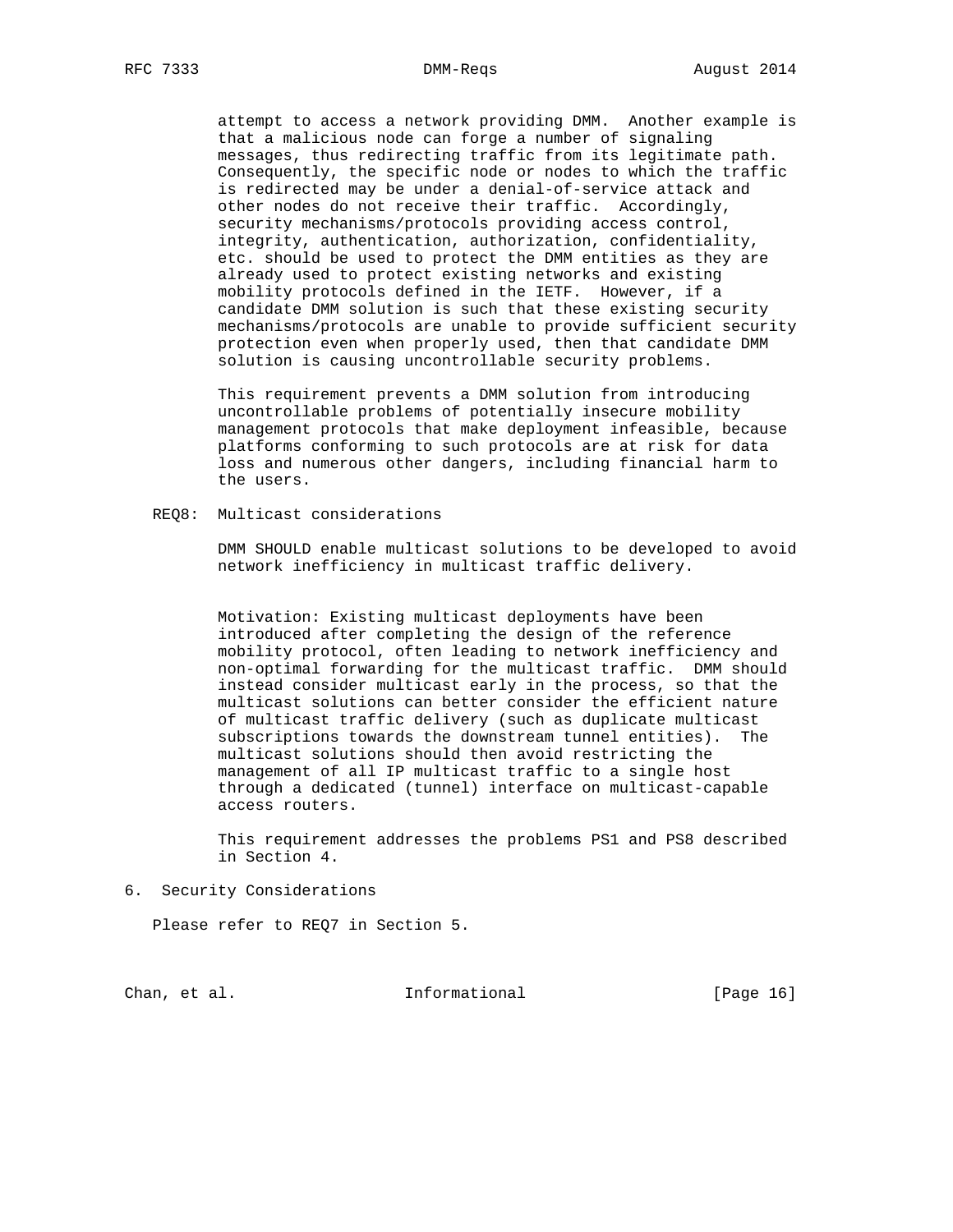attempt to access a network providing DMM. Another example is that a malicious node can forge a number of signaling messages, thus redirecting traffic from its legitimate path. Consequently, the specific node or nodes to which the traffic is redirected may be under a denial-of-service attack and other nodes do not receive their traffic. Accordingly, security mechanisms/protocols providing access control, integrity, authentication, authorization, confidentiality, etc. should be used to protect the DMM entities as they are already used to protect existing networks and existing mobility protocols defined in the IETF. However, if a candidate DMM solution is such that these existing security mechanisms/protocols are unable to provide sufficient security protection even when properly used, then that candidate DMM solution is causing uncontrollable security problems.

This requirement prevents a DMM solution from introducing uncontrollable problems of potentially insecure mobility management protocols that make deployment infeasible, because platforms conforming to such protocols are at risk for data loss and numerous other dangers, including financial harm to the users.

REQ8: Multicast considerations

DMM SHOULD enable multicast solutions to be developed to avoid network inefficiency in multicast traffic delivery.

Motivation: Existing multicast deployments have been introduced after completing the design of the reference mobility protocol, often leading to network inefficiency and non-optimal forwarding for the multicast traffic. DMM should instead consider multicast early in the process, so that the multicast solutions can better consider the efficient nature of multicast traffic delivery (such as duplicate multicast subscriptions towards the downstream tunnel entities). The multicast solutions should then avoid restricting the management of all IP multicast traffic to a single host through a dedicated (tunnel) interface on multicast-capable access routers.

This requirement addresses the problems PS1 and PS8 described in Section 4.

## 6. Security Considerations

Please refer to REQ7 in Section 5.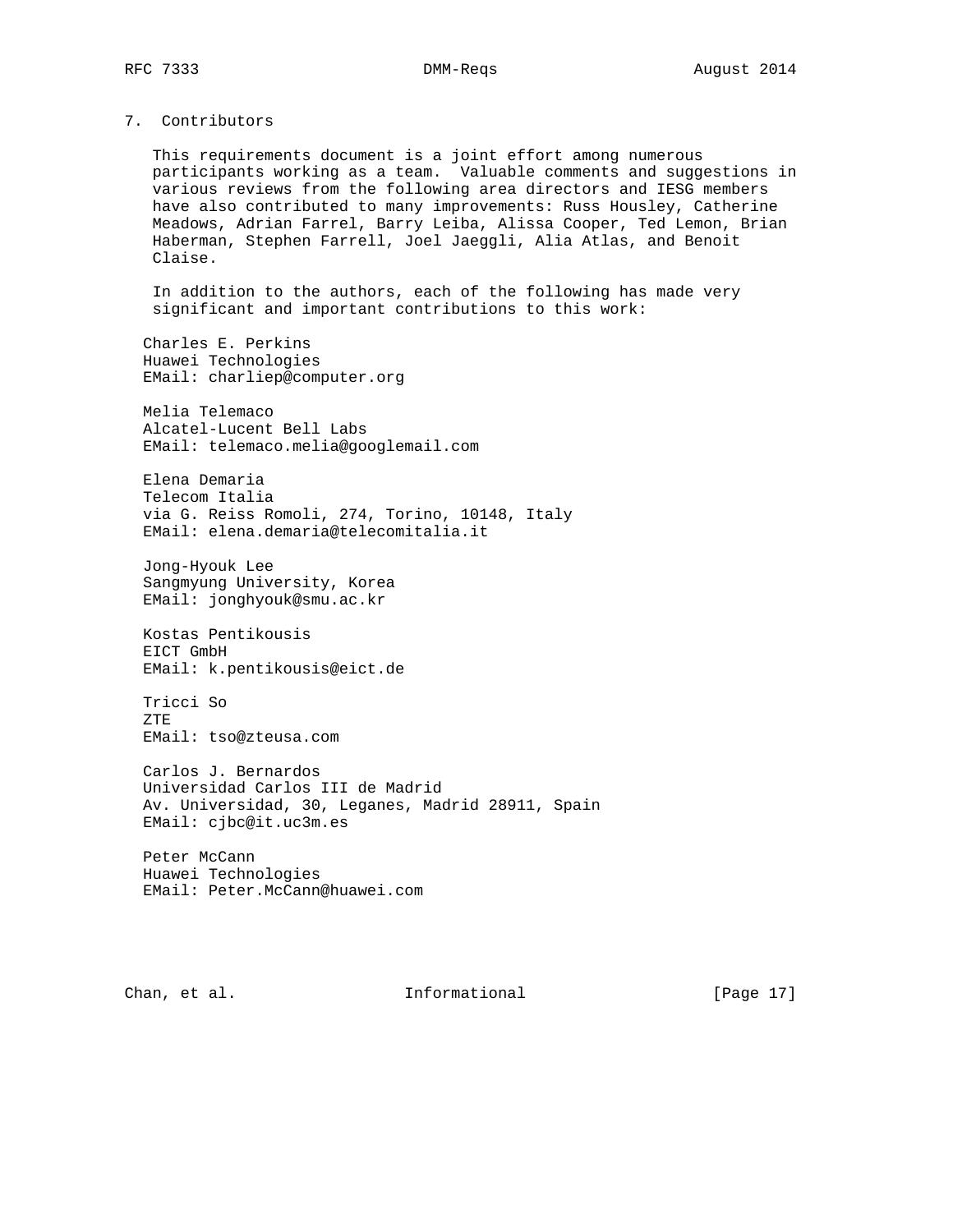## 7. Contributors

This requirements document is a joint effort among numerous participants working as a team. Valuable comments and suggestions in various reviews from the following area directors and IESG members have also contributed to many improvements: Russ Housley, Catherine Meadows, Adrian Farrel, Barry Leiba, Alissa Cooper, Ted Lemon, Brian Haberman, Stephen Farrell, Joel Jaeggli, Alia Atlas, and Benoit Claise.

In addition to the authors, each of the following has made very significant and important contributions to this work:

Charles E. Perkins
Huawei Technologies
EMail: charliep@computer.org

Melia Telemaco
Alcatel-Lucent Bell Labs
EMail: telemaco.melia@googlemail.com

Elena Demaria
Telecom Italia
via G. Reiss Romoli, 274, Torino, 10148, Italy
EMail: elena.demaria@telecomitalia.it

Jong-Hyouk Lee
Sangmyung University, Korea
EMail: jonghyouk@smu.ac.kr

Kostas Pentikousis
EICT GmbH
EMail: k.pentikousis@eict.de

Tricci So
ZTE
EMail: tso@zteusa.com

Carlos J. Bernardos
Universidad Carlos III de Madrid
Av. Universidad, 30, Leganes, Madrid 28911, Spain
EMail: cjbc@it.uc3m.es

Peter McCann
Huawei Technologies
EMail: Peter.McCann@huawei.com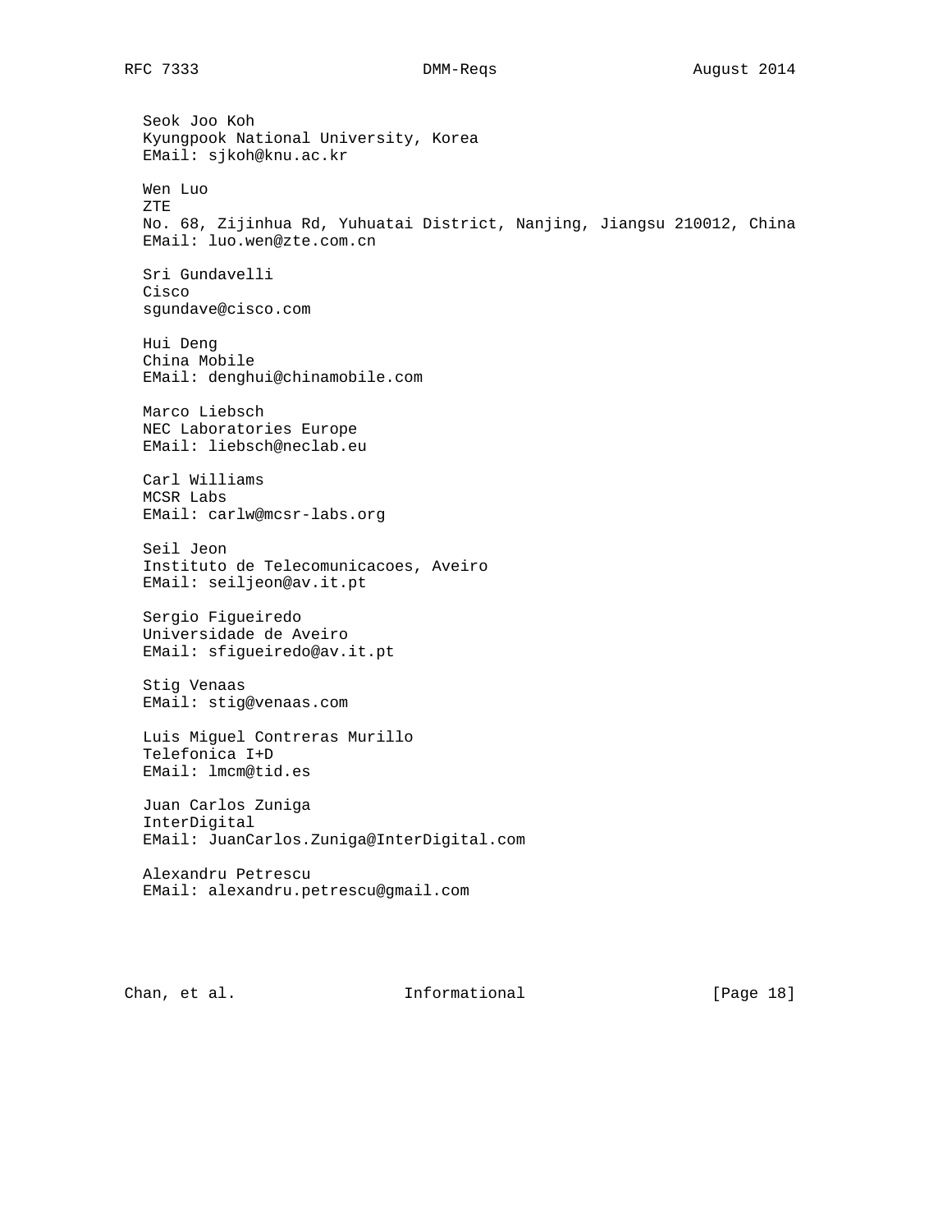Seok Joo Koh
Kyungpook National University, Korea
EMail: sjkoh@knu.ac.kr

Wen Luo
ZTE
No. 68, Zijinhua Rd, Yuhuatai District, Nanjing, Jiangsu 210012, China
EMail: luo.wen@zte.com.cn

Sri Gundavelli
Cisco
sgundave@cisco.com

Hui Deng
China Mobile
EMail: denghui@chinamobile.com

Marco Liebsch
NEC Laboratories Europe
EMail: liebsch@neclab.eu

Carl Williams
MCSR Labs
EMail: carlw@mcsr-labs.org

Seil Jeon
Instituto de Telecomunicacoes, Aveiro
EMail: seiljeon@av.it.pt

Sergio Figueiredo
Universidade de Aveiro
EMail: sfigueiredo@av.it.pt

Stig Venaas
EMail: stig@venaas.com

Luis Miguel Contreras Murillo
Telefonica I+D
EMail: lmcm@tid.es

Juan Carlos Zuniga
InterDigital
EMail: JuanCarlos.Zuniga@InterDigital.com

Alexandru Petrescu
EMail: alexandru.petrescu@gmail.com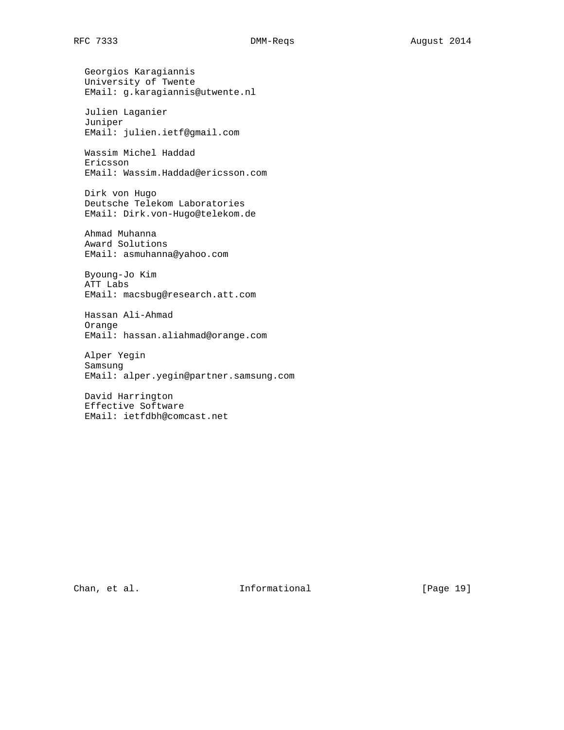Georgios Karagiannis
University of Twente
EMail: g.karagiannis@utwente.nl

Julien Laganier
Juniper
EMail: julien.ietf@gmail.com

Wassim Michel Haddad
Ericsson
EMail: Wassim.Haddad@ericsson.com

Dirk von Hugo
Deutsche Telekom Laboratories
EMail: Dirk.von-Hugo@telekom.de

Ahmad Muhanna
Award Solutions
EMail: asmuhanna@yahoo.com

Byoung-Jo Kim
ATT Labs
EMail: macsbug@research.att.com

Hassan Ali-Ahmad
Orange
EMail: hassan.aliahmad@orange.com

Alper Yegin
Samsung
EMail: alper.yegin@partner.samsung.com

David Harrington
Effective Software
EMail: ietfdbh@comcast.net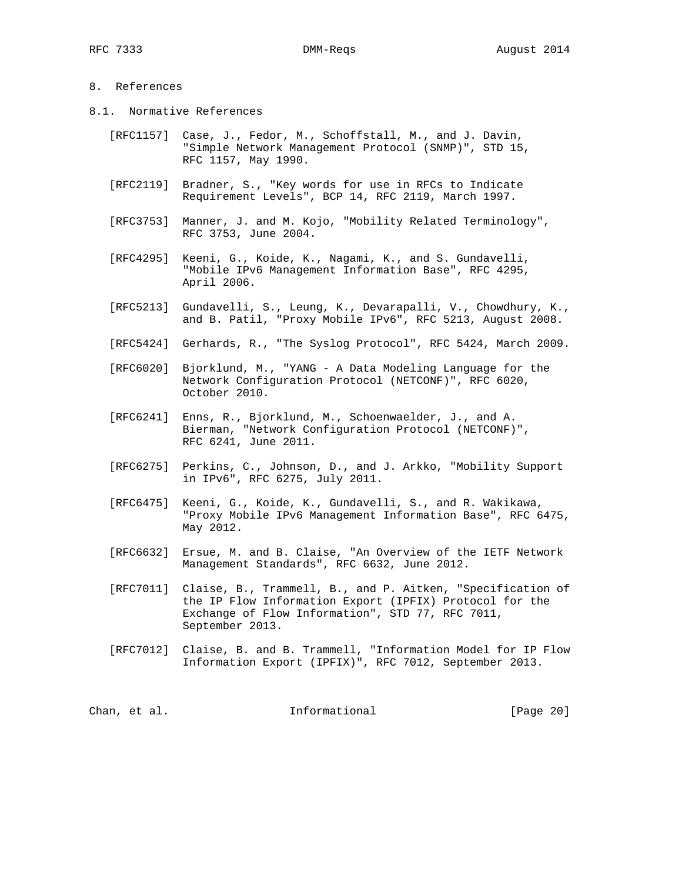## 8. References

### 8.1. Normative References

[RFC1157] Case, J., Fedor, M., Schoffstall, M., and J. Davin, "Simple Network Management Protocol (SNMP)", STD 15, RFC 1157, May 1990.

[RFC2119] Bradner, S., "Key words for use in RFCs to Indicate Requirement Levels", BCP 14, RFC 2119, March 1997.

[RFC3753] Manner, J. and M. Kojo, "Mobility Related Terminology", RFC 3753, June 2004.

[RFC4295] Keeni, G., Koide, K., Nagami, K., and S. Gundavelli, "Mobile IPv6 Management Information Base", RFC 4295, April 2006.

[RFC5213] Gundavelli, S., Leung, K., Devarapalli, V., Chowdhury, K., and B. Patil, "Proxy Mobile IPv6", RFC 5213, August 2008.

[RFC5424] Gerhards, R., "The Syslog Protocol", RFC 5424, March 2009.

[RFC6020] Bjorklund, M., "YANG - A Data Modeling Language for the Network Configuration Protocol (NETCONF)", RFC 6020, October 2010.

[RFC6241] Enns, R., Bjorklund, M., Schoenwaelder, J., and A. Bierman, "Network Configuration Protocol (NETCONF)", RFC 6241, June 2011.

[RFC6275] Perkins, C., Johnson, D., and J. Arkko, "Mobility Support in IPv6", RFC 6275, July 2011.

[RFC6475] Keeni, G., Koide, K., Gundavelli, S., and R. Wakikawa, "Proxy Mobile IPv6 Management Information Base", RFC 6475, May 2012.

[RFC6632] Ersue, M. and B. Claise, "An Overview of the IETF Network Management Standards", RFC 6632, June 2012.

[RFC7011] Claise, B., Trammell, B., and P. Aitken, "Specification of the IP Flow Information Export (IPFIX) Protocol for the Exchange of Flow Information", STD 77, RFC 7011, September 2013.

[RFC7012] Claise, B. and B. Trammell, "Information Model for IP Flow Information Export (IPFIX)", RFC 7012, September 2013.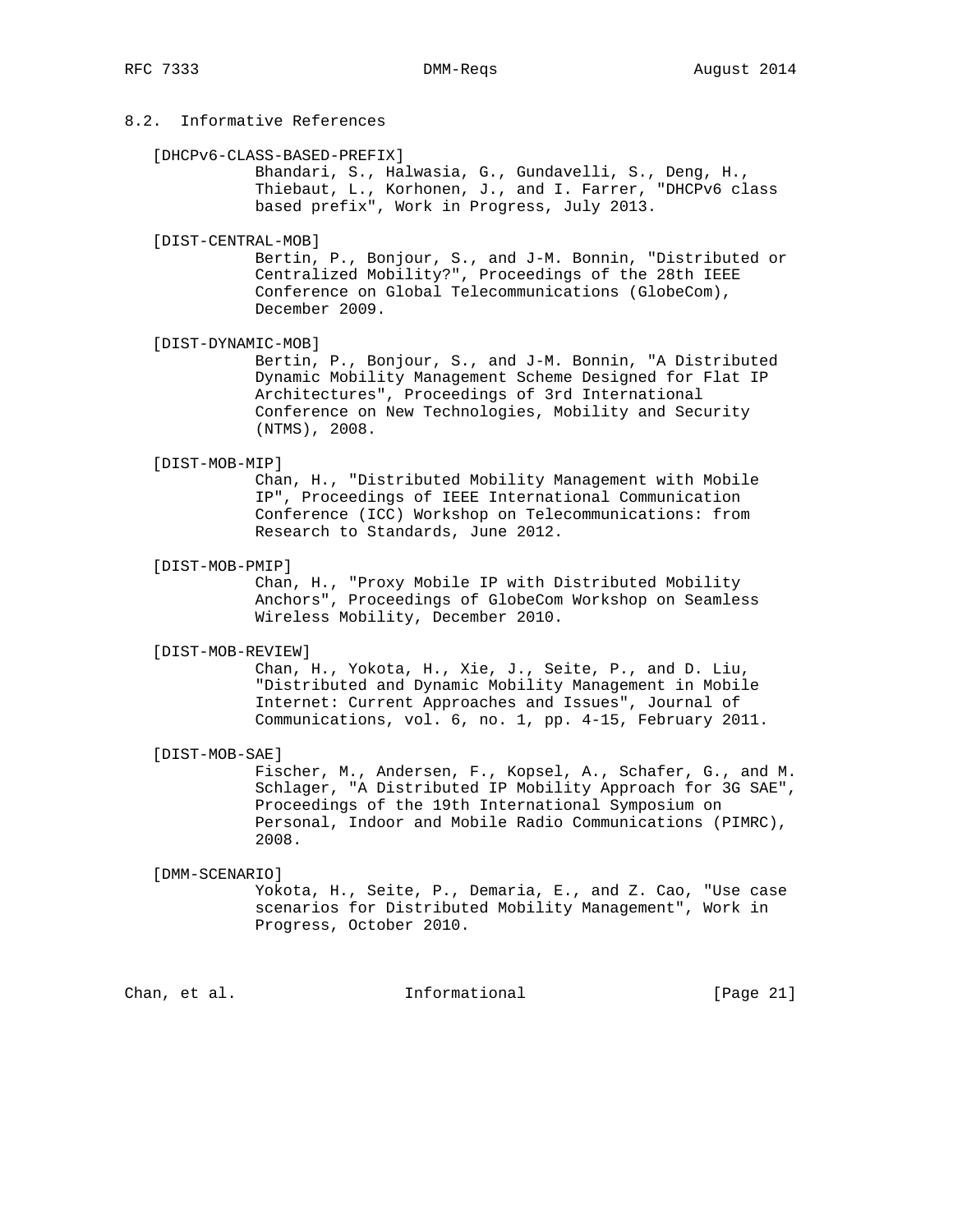## 8.2. Informative References

[DHCPv6-CLASS-BASED-PREFIX]
Bhandari, S., Halwasia, G., Gundavelli, S., Deng, H., Thiebaut, L., Korhonen, J., and I. Farrer, "DHCPv6 class based prefix", Work in Progress, July 2013.

[DIST-CENTRAL-MOB]
Bertin, P., Bonjour, S., and J-M. Bonnin, "Distributed or Centralized Mobility?", Proceedings of the 28th IEEE Conference on Global Telecommunications (GlobeCom), December 2009.

[DIST-DYNAMIC-MOB]
Bertin, P., Bonjour, S., and J-M. Bonnin, "A Distributed Dynamic Mobility Management Scheme Designed for Flat IP Architectures", Proceedings of 3rd International Conference on New Technologies, Mobility and Security (NTMS), 2008.

[DIST-MOB-MIP]
Chan, H., "Distributed Mobility Management with Mobile IP", Proceedings of IEEE International Communication Conference (ICC) Workshop on Telecommunications: from Research to Standards, June 2012.

[DIST-MOB-PMIP]
Chan, H., "Proxy Mobile IP with Distributed Mobility Anchors", Proceedings of GlobeCom Workshop on Seamless Wireless Mobility, December 2010.

[DIST-MOB-REVIEW]
Chan, H., Yokota, H., Xie, J., Seite, P., and D. Liu, "Distributed and Dynamic Mobility Management in Mobile Internet: Current Approaches and Issues", Journal of Communications, vol. 6, no. 1, pp. 4-15, February 2011.

[DIST-MOB-SAE]
Fischer, M., Andersen, F., Kopsel, A., Schafer, G., and M. Schlager, "A Distributed IP Mobility Approach for 3G SAE", Proceedings of the 19th International Symposium on Personal, Indoor and Mobile Radio Communications (PIMRC), 2008.

[DMM-SCENARIO]
Yokota, H., Seite, P., Demaria, E., and Z. Cao, "Use case scenarios for Distributed Mobility Management", Work in Progress, October 2010.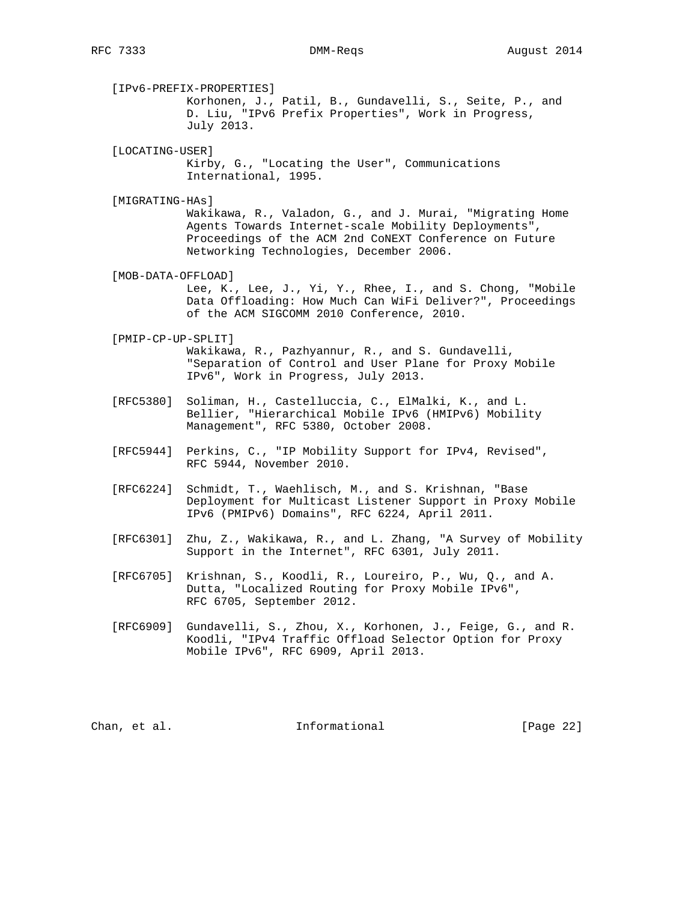[IPv6-PREFIX-PROPERTIES]
Korhonen, J., Patil, B., Gundavelli, S., Seite, P., and D. Liu, "IPv6 Prefix Properties", Work in Progress, July 2013.

[LOCATING-USER]
Kirby, G., "Locating the User", Communications International, 1995.

[MIGRATING-HAs]
Wakikawa, R., Valadon, G., and J. Murai, "Migrating Home Agents Towards Internet-scale Mobility Deployments", Proceedings of the ACM 2nd CoNEXT Conference on Future Networking Technologies, December 2006.

[MOB-DATA-OFFLOAD]
Lee, K., Lee, J., Yi, Y., Rhee, I., and S. Chong, "Mobile Data Offloading: How Much Can WiFi Deliver?", Proceedings of the ACM SIGCOMM 2010 Conference, 2010.

[PMIP-CP-UP-SPLIT]
Wakikawa, R., Pazhyannur, R., and S. Gundavelli, "Separation of Control and User Plane for Proxy Mobile IPv6", Work in Progress, July 2013.

[RFC5380] Soliman, H., Castelluccia, C., ElMalki, K., and L. Bellier, "Hierarchical Mobile IPv6 (HMIPv6) Mobility Management", RFC 5380, October 2008.

[RFC5944] Perkins, C., "IP Mobility Support for IPv4, Revised", RFC 5944, November 2010.

[RFC6224] Schmidt, T., Waehlisch, M., and S. Krishnan, "Base Deployment for Multicast Listener Support in Proxy Mobile IPv6 (PMIPv6) Domains", RFC 6224, April 2011.

[RFC6301] Zhu, Z., Wakikawa, R., and L. Zhang, "A Survey of Mobility Support in the Internet", RFC 6301, July 2011.

[RFC6705] Krishnan, S., Koodli, R., Loureiro, P., Wu, Q., and A. Dutta, "Localized Routing for Proxy Mobile IPv6", RFC 6705, September 2012.

[RFC6909] Gundavelli, S., Zhou, X., Korhonen, J., Feige, G., and R. Koodli, "IPv4 Traffic Offload Selector Option for Proxy Mobile IPv6", RFC 6909, April 2013.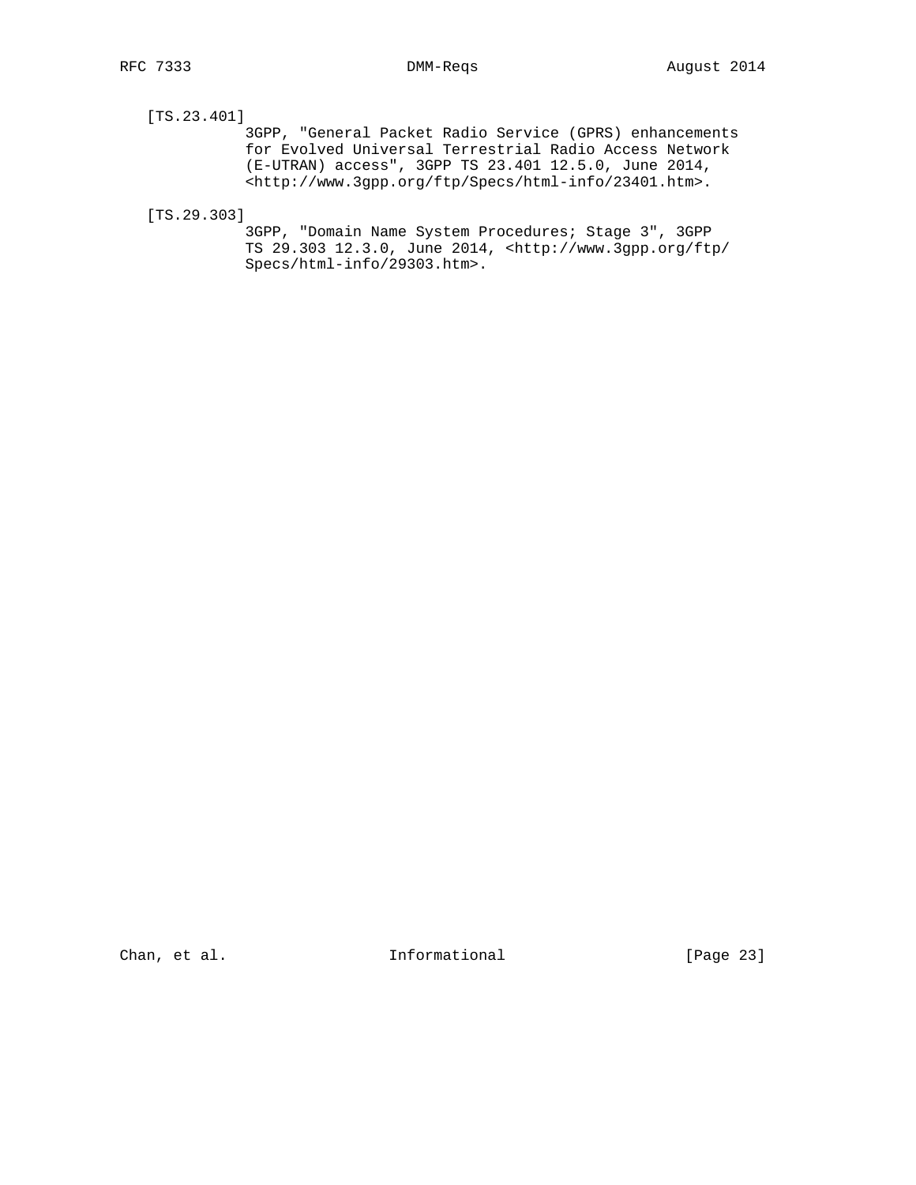[TS.23.401]
3GPP, "General Packet Radio Service (GPRS) enhancements for Evolved Universal Terrestrial Radio Access Network (E-UTRAN) access", 3GPP TS 23.401 12.5.0, June 2014, <http://www.3gpp.org/ftp/Specs/html-info/23401.htm>.

[TS.29.303]
3GPP, "Domain Name System Procedures; Stage 3", 3GPP TS 29.303 12.3.0, June 2014, <http://www.3gpp.org/ftp/Specs/html-info/29303.htm>.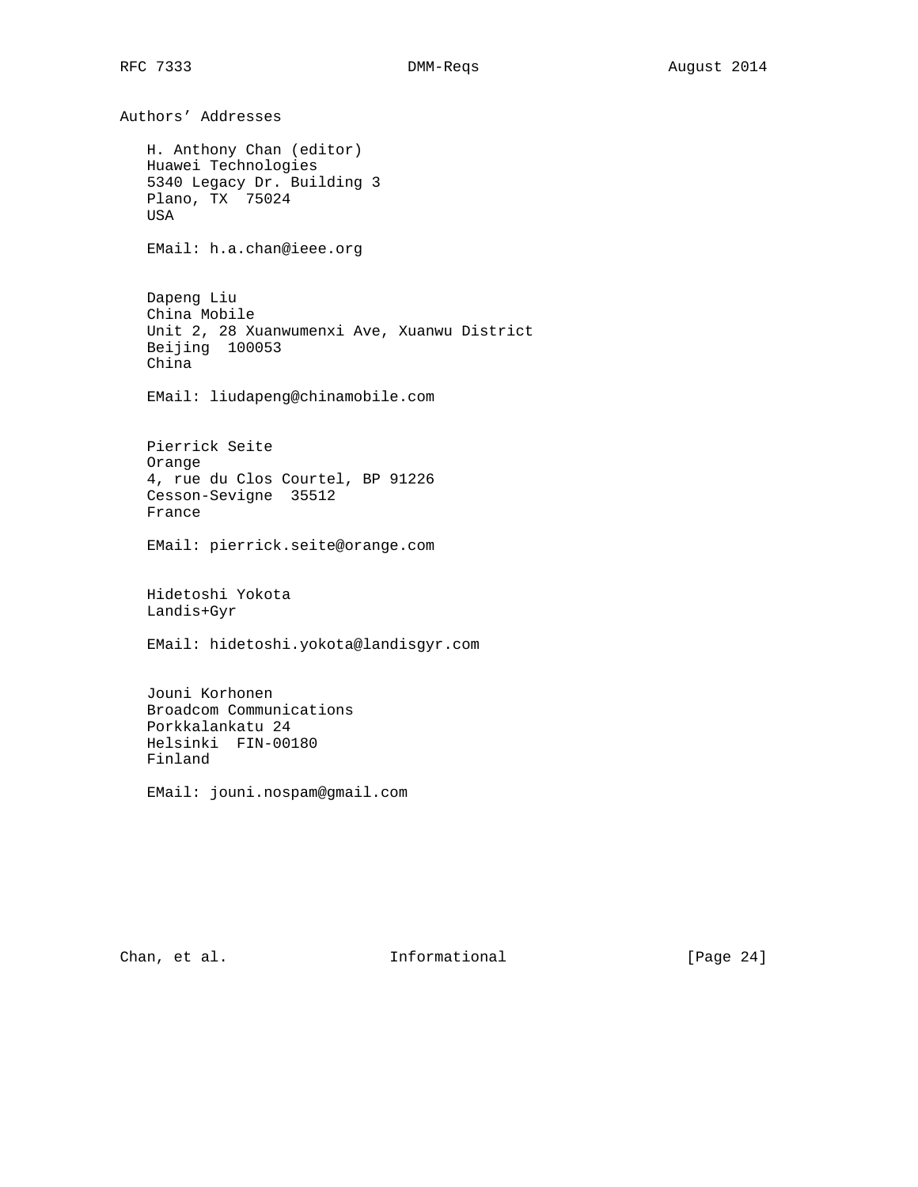## Authors' Addresses

H. Anthony Chan (editor)
Huawei Technologies
5340 Legacy Dr. Building 3
Plano, TX  75024
USA

EMail: h.a.chan@ieee.org

Dapeng Liu
China Mobile
Unit 2, 28 Xuanwumenxi Ave, Xuanwu District
Beijing  100053
China

EMail: liudapeng@chinamobile.com

Pierrick Seite
Orange
4, rue du Clos Courtel, BP 91226
Cesson-Sevigne  35512
France

EMail: pierrick.seite@orange.com

Hidetoshi Yokota
Landis+Gyr

EMail: hidetoshi.yokota@landisgyr.com

Jouni Korhonen
Broadcom Communications
Porkkalankatu 24
Helsinki  FIN-00180
Finland

EMail: jouni.nospam@gmail.com